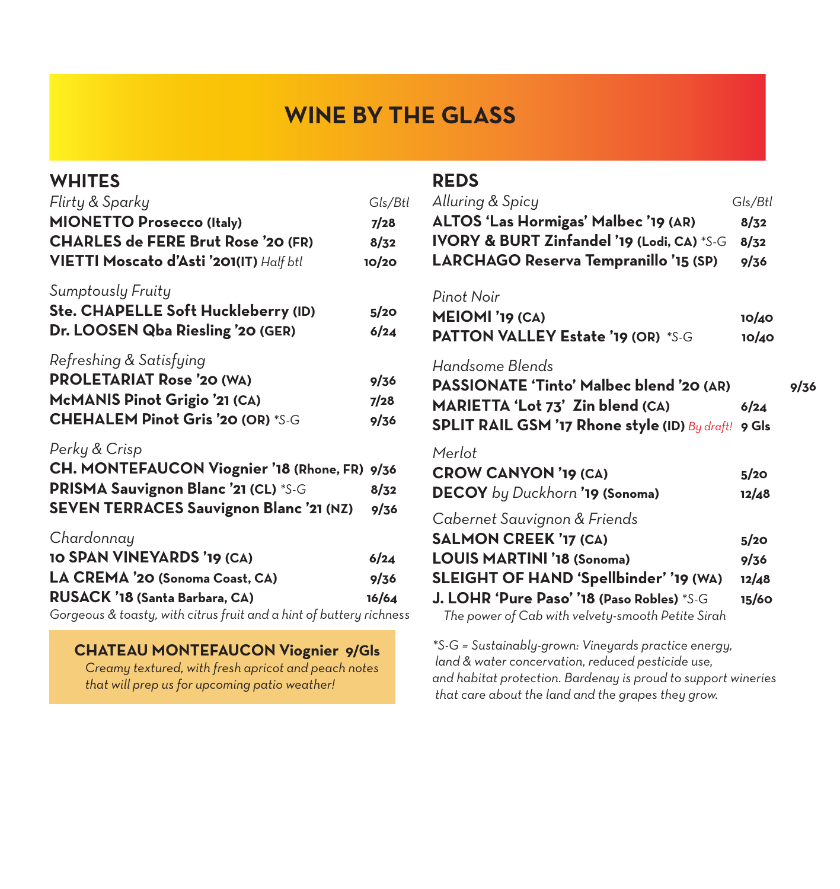# WINE BY THE GLASS

## WHITES

*Flirty & Sparky* — *Gls/Btl*

**MIONETTO Prosecco (Italy)** 7/28
**CHARLES de FERE Brut Rose '20 (FR)** 8/32
**VIETTI Moscato d'Asti '201(IT)** *Half btl* 10/20

*Sumptously Fruity*

**Ste. CHAPELLE Soft Huckleberry (ID)** 5/20
**Dr. LOOSEN Qba Riesling '20 (GER)** 6/24

*Refreshing & Satisfying*

**PROLETARIAT Rose '20 (WA)** 9/36
**McMANIS Pinot Grigio '21 (CA)** 7/28
**CHEHALEM Pinot Gris '20 (OR)** *\*S-G* 9/36

*Perky & Crisp*

**CH. MONTEFAUCON Viognier '18 (Rhone, FR)** 9/36
**PRISMA Sauvignon Blanc '21 (CL)** *\*S-G* 8/32
**SEVEN TERRACES Sauvignon Blanc '21 (NZ)** 9/36

*Chardonnay*

**10 SPAN VINEYARDS '19 (CA)** 6/24
**LA CREMA '20 (Sonoma Coast, CA)** 9/36
**RUSACK '18 (Santa Barbara, CA)** 16/64
*Gorgeous & toasty, with citrus fruit and a hint of buttery richness*

**CHATEAU MONTEFAUCON Viognier 9/Gls**
*Creamy textured, with fresh apricot and peach notes that will prep us for upcoming patio weather!*

## REDS

*Alluring & Spicy* — *Gls/Btl*

**ALTOS 'Las Hormigas' Malbec '19 (AR)** 8/32
**IVORY & BURT Zinfandel '19 (Lodi, CA)** *\*S-G* 8/32
**LARCHAGO Reserva Tempranillo '15 (SP)** 9/36

*Pinot Noir*

**MEIOMI '19 (CA)** 10/40
**PATTON VALLEY Estate '19 (OR)** *\*S-G* 10/40

*Handsome Blends*

**PASSIONATE 'Tinto' Malbec blend '20 (AR)** 9/36
**MARIETTA 'Lot 73' Zin blend (CA)** 6/24
**SPLIT RAIL GSM '17 Rhone style (ID)** *By draft!* 9 Gls

*Merlot*

**CROW CANYON '19 (CA)** 5/20
**DECOY** *by Duckhorn* **'19 (Sonoma)** 12/48

*Cabernet Sauvignon & Friends*

**SALMON CREEK '17 (CA)** 5/20
**LOUIS MARTINI '18 (Sonoma)** 9/36
**SLEIGHT OF HAND 'Spellbinder' '19 (WA)** 12/48
**J. LOHR 'Pure Paso' '18 (Paso Robles)** *\*S-G* 15/60
*The power of Cab with velvety-smooth Petite Sirah*

*\*S-G = Sustainably-grown: Vineyards practice energy, land & water concervation, reduced pesticide use, and habitat protection. Bardenay is proud to support wineries that care about the land and the grapes they grow.*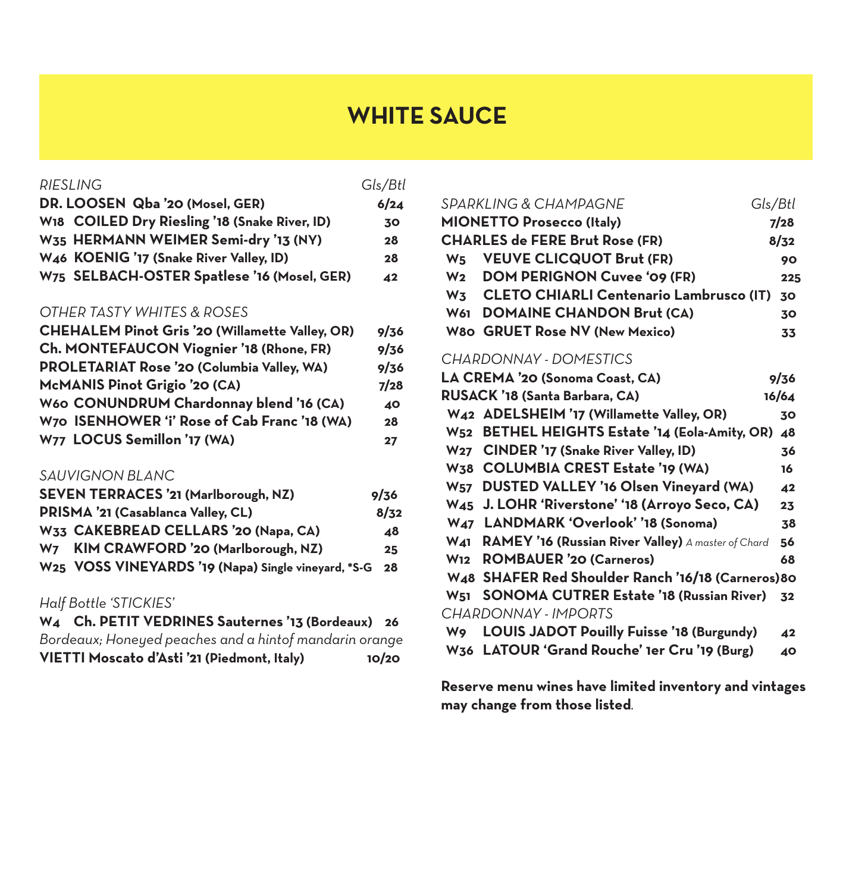# WHITE SAUCE

| *RIESLING* | *Gls/Btl* |
|---|---|
| **DR. LOOSEN Qba '20 (Mosel, GER)** | **6/24** |
| **W18 COILED Dry Riesling '18 (Snake River, ID)** | **30** |
| **W35 HERMANN WEIMER Semi-dry '13 (NY)** | **28** |
| **W46 KOENIG '17 (Snake River Valley, ID)** | **28** |
| **W75 SELBACH-OSTER Spatlese '16 (Mosel, GER)** | **42** |

| *OTHER TASTY WHITES & ROSES* | |
|---|---|
| **CHEHALEM Pinot Gris '20 (Willamette Valley, OR)** | **9/36** |
| **Ch. MONTEFAUCON Viognier '18 (Rhone, FR)** | **9/36** |
| **PROLETARIAT Rose '20 (Columbia Valley, WA)** | **9/36** |
| **McMANIS Pinot Grigio '20 (CA)** | **7/28** |
| **W60 CONUNDRUM Chardonnay blend '16 (CA)** | **40** |
| **W70 ISENHOWER 'i' Rose of Cab Franc '18 (WA)** | **28** |
| **W77 LOCUS Semillon '17 (WA)** | **27** |

| *SAUVIGNON BLANC* | |
|---|---|
| **SEVEN TERRACES '21 (Marlborough, NZ)** | **9/36** |
| **PRISMA '21 (Casablanca Valley, CL)** | **8/32** |
| **W33 CAKEBREAD CELLARS '20 (Napa, CA)** | **48** |
| **W7 KIM CRAWFORD '20 (Marlborough, NZ)** | **25** |
| **W25 VOSS VINEYARDS '19 (Napa) Single vineyard, \*S-G** | **28** |

| *Half Bottle 'STICKIES'* | |
|---|---|
| **W4 Ch. PETIT VEDRINES Sauternes '13 (Bordeaux)** | **26** |
| *Bordeaux; Honeyed peaches and a hintof mandarin orange* | |
| **VIETTI Moscato d'Asti '21 (Piedmont, Italy)** | **10/20** |

| *SPARKLING & CHAMPAGNE* | *Gls/Btl* |
|---|---|
| **MIONETTO Prosecco (Italy)** | **7/28** |
| **CHARLES de FERE Brut Rose (FR)** | **8/32** |
| **W5 VEUVE CLICQUOT Brut (FR)** | **90** |
| **W2 DOM PERIGNON Cuvee '09 (FR)** | **225** |
| **W3 CLETO CHIARLI Centenario Lambrusco (IT)** | **30** |
| **W61 DOMAINE CHANDON Brut (CA)** | **30** |
| **W80 GRUET Rose NV (New Mexico)** | **33** |

| *CHARDONNAY - DOMESTICS* | |
|---|---|
| **LA CREMA '20 (Sonoma Coast, CA)** | **9/36** |
| **RUSACK '18 (Santa Barbara, CA)** | **16/64** |
| **W42 ADELSHEIM '17 (Willamette Valley, OR)** | **30** |
| **W52 BETHEL HEIGHTS Estate '14 (Eola-Amity, OR)** | **48** |
| **W27 CINDER '17 (Snake River Valley, ID)** | **36** |
| **W38 COLUMBIA CREST Estate '19 (WA)** | **16** |
| **W57 DUSTED VALLEY '16 Olsen Vineyard (WA)** | **42** |
| **W45 J. LOHR 'Riverstone' '18 (Arroyo Seco, CA)** | **23** |
| **W47 LANDMARK 'Overlook' '18 (Sonoma)** | **38** |
| **W41 RAMEY '16 (Russian River Valley)** *A master of Chard* | **56** |
| **W12 ROMBAUER '20 (Carneros)** | **68** |
| **W48 SHAFER Red Shoulder Ranch '16/18 (Carneros)** | **80** |
| **W51 SONOMA CUTRER Estate '18 (Russian River)** | **32** |

| *CHARDONNAY - IMPORTS* | |
|---|---|
| **W9 LOUIS JADOT Pouilly Fuisse '18 (Burgundy)** | **42** |
| **W36 LATOUR 'Grand Rouche' 1er Cru '19 (Burg)** | **40** |

**Reserve menu wines have limited inventory and vintages may change from those listed**.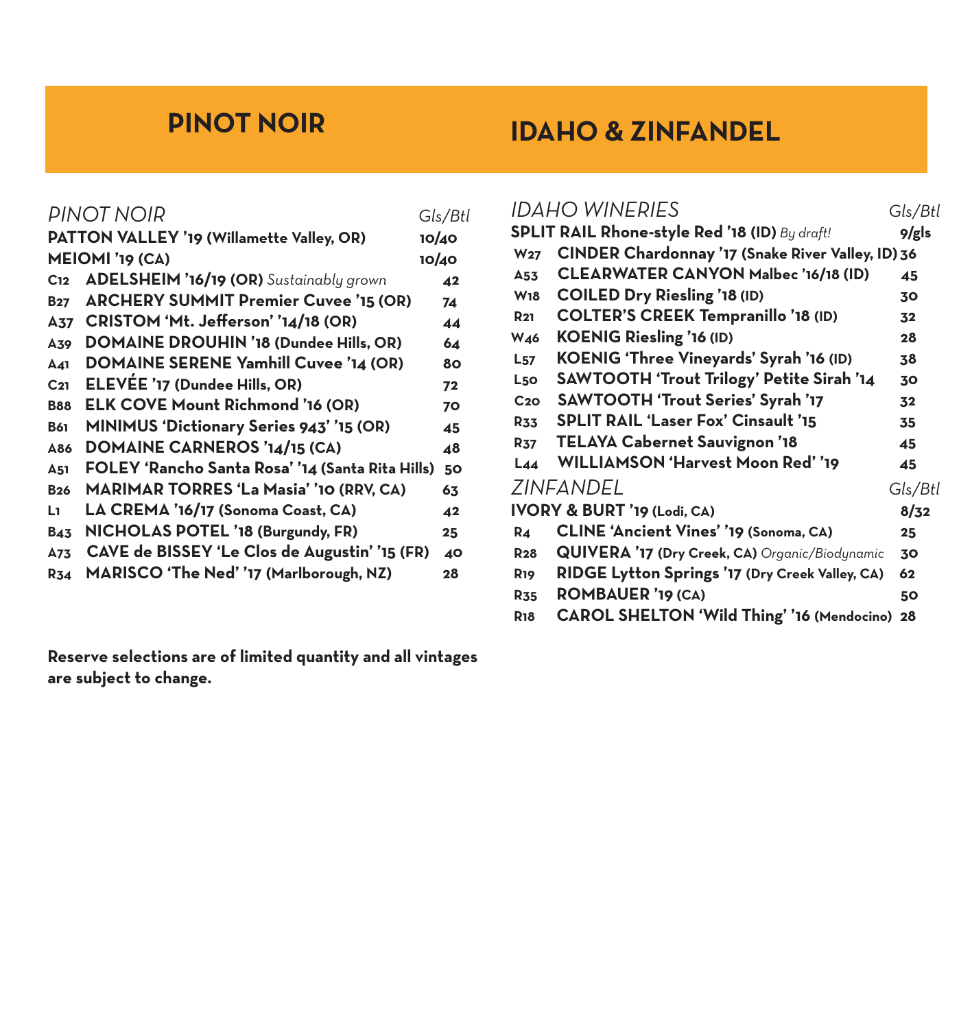# PINOT NOIR

| Bin | *PINOT NOIR* | *Gls/Btl* |
|---|---|---|
| | **PATTON VALLEY '19 (Willamette Valley, OR)** | **10/40** |
| | **MEIOMI '19 (CA)** | **10/40** |
| C12 | **ADELSHEIM '16/19 (OR)** *Sustainably grown* | **42** |
| B27 | **ARCHERY SUMMIT Premier Cuvee '15 (OR)** | **74** |
| A37 | **CRISTOM 'Mt. Jefferson' '14/18 (OR)** | **44** |
| A39 | **DOMAINE DROUHIN '18 (Dundee Hills, OR)** | **64** |
| A41 | **DOMAINE SERENE Yamhill Cuvee '14 (OR)** | **80** |
| C21 | **ELEVÉE '17 (Dundee Hills, OR)** | **72** |
| B88 | **ELK COVE Mount Richmond '16 (OR)** | **70** |
| B61 | **MINIMUS 'Dictionary Series 943' '15 (OR)** | **45** |
| A86 | **DOMAINE CARNEROS '14/15 (CA)** | **48** |
| A51 | **FOLEY 'Rancho Santa Rosa' '14 (Santa Rita Hills)** | **50** |
| B26 | **MARIMAR TORRES 'La Masia' '10 (RRV, CA)** | **63** |
| L1 | **LA CREMA '16/17 (Sonoma Coast, CA)** | **42** |
| B43 | **NICHOLAS POTEL '18 (Burgundy, FR)** | **25** |
| A73 | **CAVE de BISSEY 'Le Clos de Augustin' '15 (FR)** | **40** |
| R34 | **MARISCO 'The Ned' '17 (Marlborough, NZ)** | **28** |

**Reserve selections are of limited quantity and all vintages are subject to change.**

# IDAHO & ZINFANDEL

| Bin | *IDAHO WINERIES* | *Gls/Btl* |
|---|---|---|
| | **SPLIT RAIL Rhone-style Red '18 (ID)** *By draft!* | **9/gls** |
| W27 | **CINDER Chardonnay '17 (Snake River Valley, ID)** | **36** |
| A53 | **CLEARWATER CANYON Malbec '16/18 (ID)** | **45** |
| W18 | **COILED Dry Riesling '18 (ID)** | **30** |
| R21 | **COLTER'S CREEK Tempranillo '18 (ID)** | **32** |
| W46 | **KOENIG Riesling '16 (ID)** | **28** |
| L57 | **KOENIG 'Three Vineyards' Syrah '16 (ID)** | **38** |
| L50 | **SAWTOOTH 'Trout Trilogy' Petite Sirah '14** | **30** |
| C20 | **SAWTOOTH 'Trout Series' Syrah '17** | **32** |
| R33 | **SPLIT RAIL 'Laser Fox' Cinsault '15** | **35** |
| R37 | **TELAYA Cabernet Sauvignon '18** | **45** |
| L44 | **WILLIAMSON 'Harvest Moon Red' '19** | **45** |

| Bin | *ZINFANDEL* | *Gls/Btl* |
|---|---|---|
| | **IVORY & BURT '19 (Lodi, CA)** | **8/32** |
| R4 | **CLINE 'Ancient Vines' '19 (Sonoma, CA)** | **25** |
| R28 | **QUIVERA '17 (Dry Creek, CA)** *Organic/Biodynamic* | **30** |
| R19 | **RIDGE Lytton Springs '17 (Dry Creek Valley, CA)** | **62** |
| R35 | **ROMBAUER '19 (CA)** | **50** |
| R18 | **CAROL SHELTON 'Wild Thing' '16 (Mendocino)** | **28** |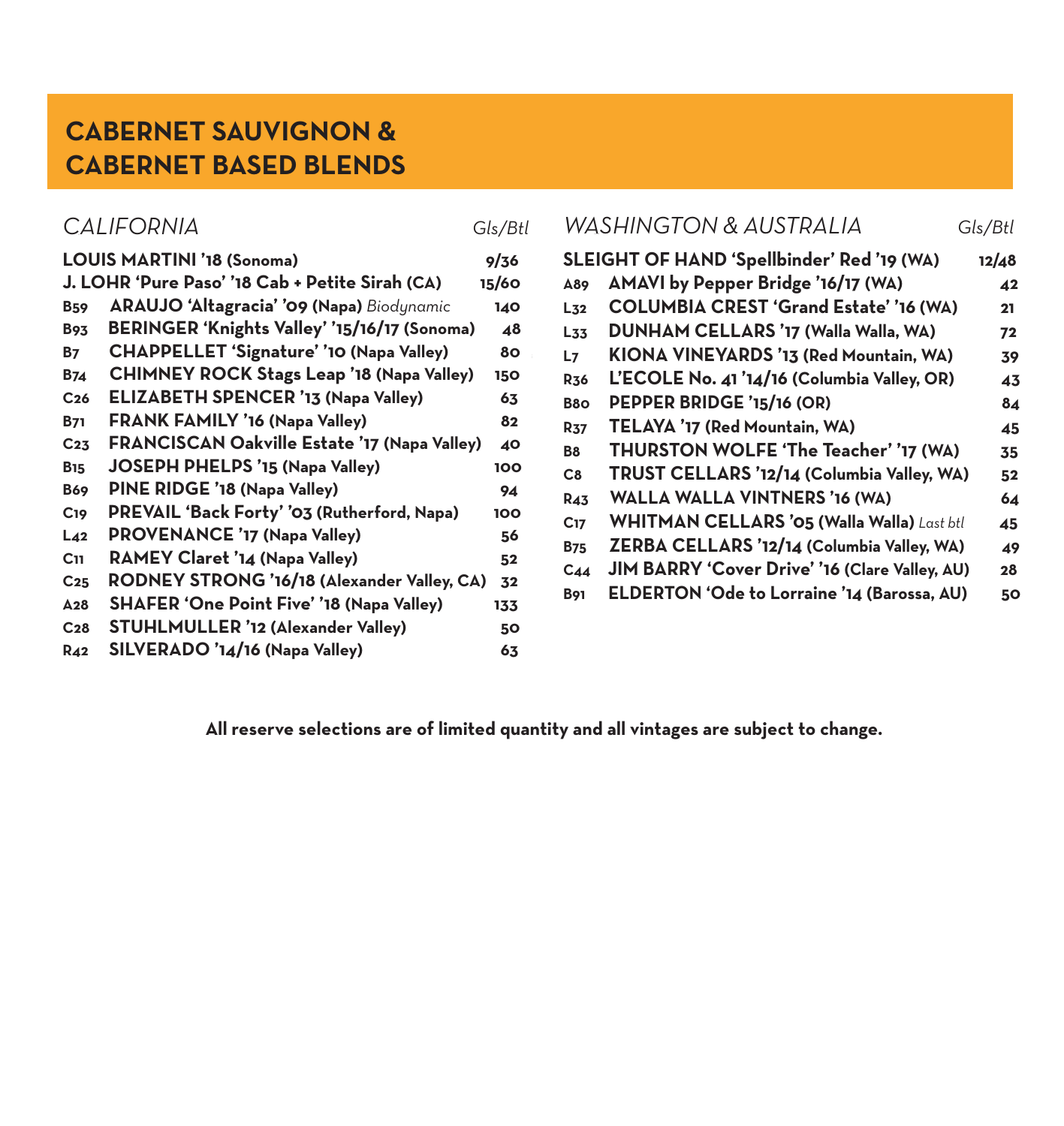# CABERNET SAUVIGNON & CABERNET BASED BLENDS

## *CALIFORNIA*

| | | *Gls/Btl* |
|---|---|---|
| | **LOUIS MARTINI '18 (Sonoma)** | **9/36** |
| | **J. LOHR 'Pure Paso' '18 Cab + Petite Sirah (CA)** | **15/60** |
| B59 | **ARAUJO 'Altagracia' '09 (Napa)** *Biodynamic* | **140** |
| B93 | **BERINGER 'Knights Valley' '15/16/17 (Sonoma)** | **48** |
| B7 | **CHAPPELLET 'Signature' '10 (Napa Valley)** | **80** |
| B74 | **CHIMNEY ROCK Stags Leap '18 (Napa Valley)** | **150** |
| C26 | **ELIZABETH SPENCER '13 (Napa Valley)** | **63** |
| B71 | **FRANK FAMILY '16 (Napa Valley)** | **82** |
| C23 | **FRANCISCAN Oakville Estate '17 (Napa Valley)** | **40** |
| B15 | **JOSEPH PHELPS '15 (Napa Valley)** | **100** |
| B69 | **PINE RIDGE '18 (Napa Valley)** | **94** |
| C19 | **PREVAIL 'Back Forty' '03 (Rutherford, Napa)** | **100** |
| L42 | **PROVENANCE '17 (Napa Valley)** | **56** |
| C11 | **RAMEY Claret '14 (Napa Valley)** | **52** |
| C25 | **RODNEY STRONG '16/18 (Alexander Valley, CA)** | **32** |
| A28 | **SHAFER 'One Point Five' '18 (Napa Valley)** | **133** |
| C28 | **STUHLMULLER '12 (Alexander Valley)** | **50** |
| R42 | **SILVERADO '14/16 (Napa Valley)** | **63** |

## *WASHINGTON & AUSTRALIA*

| | | *Gls/Btl* |
|---|---|---|
| | **SLEIGHT OF HAND 'Spellbinder' Red '19 (WA)** | **12/48** |
| A89 | **AMAVI by Pepper Bridge '16/17 (WA)** | **42** |
| L32 | **COLUMBIA CREST 'Grand Estate' '16 (WA)** | **21** |
| L33 | **DUNHAM CELLARS '17 (Walla Walla, WA)** | **72** |
| L7 | **KIONA VINEYARDS '13 (Red Mountain, WA)** | **39** |
| R36 | **L'ECOLE No. 41 '14/16 (Columbia Valley, OR)** | **43** |
| B80 | **PEPPER BRIDGE '15/16 (OR)** | **84** |
| R37 | **TELAYA '17 (Red Mountain, WA)** | **45** |
| B8 | **THURSTON WOLFE 'The Teacher' '17 (WA)** | **35** |
| C8 | **TRUST CELLARS '12/14 (Columbia Valley, WA)** | **52** |
| R43 | **WALLA WALLA VINTNERS '16 (WA)** | **64** |
| C17 | **WHITMAN CELLARS '05 (Walla Walla)** *Last btl* | **45** |
| B75 | **ZERBA CELLARS '12/14 (Columbia Valley, WA)** | **49** |
| C44 | **JIM BARRY 'Cover Drive' '16 (Clare Valley, AU)** | **28** |
| B91 | **ELDERTON 'Ode to Lorraine '14 (Barossa, AU)** | **50** |

**All reserve selections are of limited quantity and all vintages are subject to change.**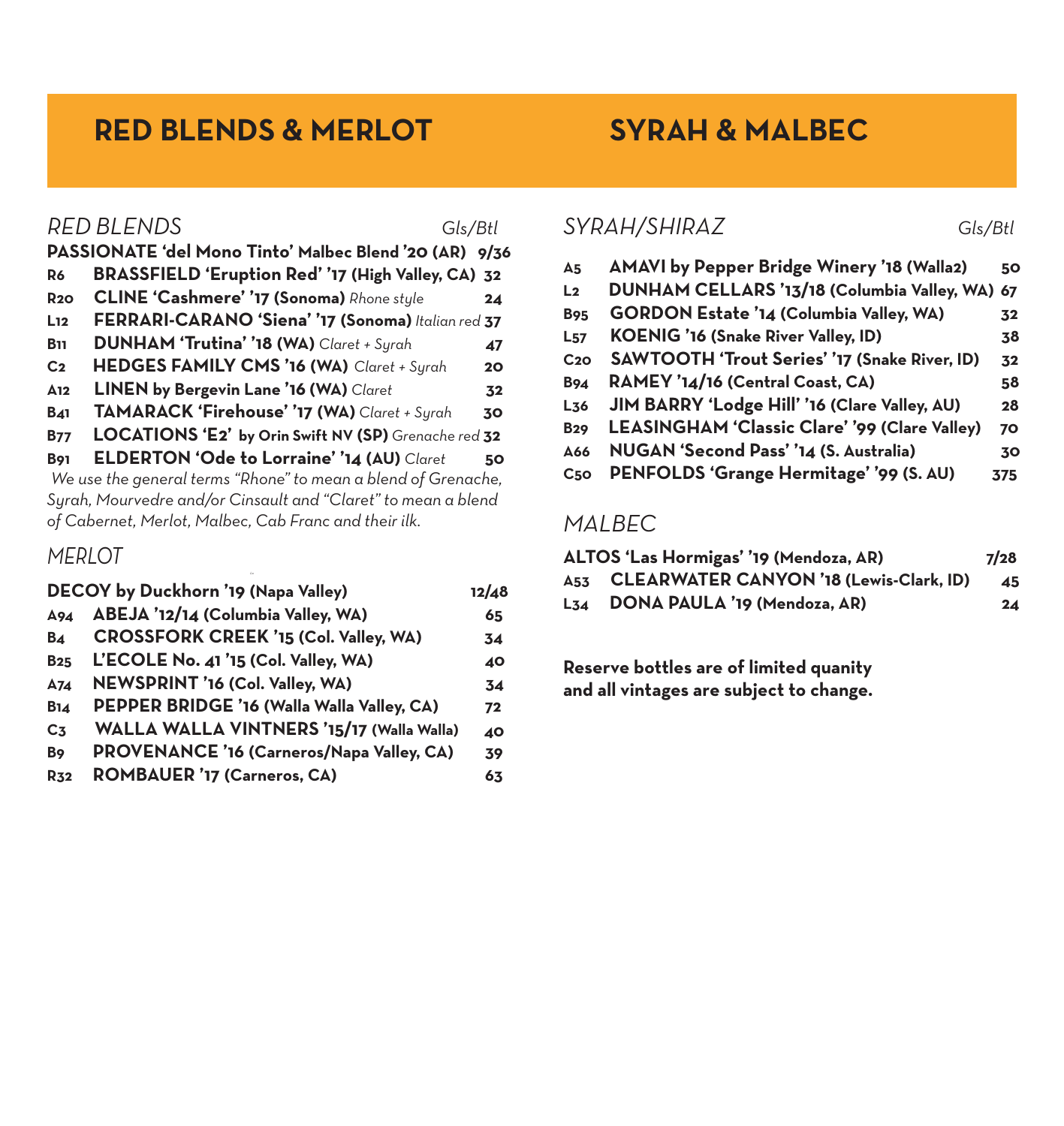# RED BLENDS & MERLOT

## *RED BLENDS*

| | | Gls/Btl |
|---|---|---|
| | **PASSIONATE 'del Mono Tinto' Malbec Blend '20 (AR)** | **9/36** |
| R6 | **BRASSFIELD 'Eruption Red' '17 (High Valley, CA)** | **32** |
| R20 | **CLINE 'Cashmere' '17 (Sonoma)** *Rhone style* | **24** |
| L12 | **FERRARI-CARANO 'Siena' '17 (Sonoma)** *Italian red* | **37** |
| B11 | **DUNHAM 'Trutina' '18 (WA)** *Claret + Syrah* | **47** |
| C2 | **HEDGES FAMILY CMS '16 (WA)** *Claret + Syrah* | **20** |
| A12 | **LINEN by Bergevin Lane '16 (WA)** *Claret* | **32** |
| B41 | **TAMARACK 'Firehouse' '17 (WA)** *Claret + Syrah* | **30** |
| B77 | **LOCATIONS 'E2' by Orin Swift NV (SP)** *Grenache red* | **32** |
| B91 | **ELDERTON 'Ode to Lorraine' '14 (AU)** *Claret* | **50** |

*We use the general terms "Rhone" to mean a blend of Grenache, Syrah, Mourvedre and/or Cinsault and "Claret" to mean a blend of Cabernet, Merlot, Malbec, Cab Franc and their ilk.*

## *MERLOT*

| | | |
|---|---|---|
| | **DECOY by Duckhorn '19 (Napa Valley)** | **12/48** |
| A94 | **ABEJA '12/14 (Columbia Valley, WA)** | **65** |
| B4 | **CROSSFORK CREEK '15 (Col. Valley, WA)** | **34** |
| B25 | **L'ECOLE No. 41 '15 (Col. Valley, WA)** | **40** |
| A74 | **NEWSPRINT '16 (Col. Valley, WA)** | **34** |
| B14 | **PEPPER BRIDGE '16 (Walla Walla Valley, CA)** | **72** |
| C3 | **WALLA WALLA VINTNERS '15/17 (Walla Walla)** | **40** |
| B9 | **PROVENANCE '16 (Carneros/Napa Valley, CA)** | **39** |
| R32 | **ROMBAUER '17 (Carneros, CA)** | **63** |

# SYRAH & MALBEC

## *SYRAH/SHIRAZ*

| | | Gls/Btl |
|---|---|---|
| A5 | **AMAVI by Pepper Bridge Winery '18 (Walla2)** | **50** |
| L2 | **DUNHAM CELLARS '13/18 (Columbia Valley, WA)** | **67** |
| B95 | **GORDON Estate '14 (Columbia Valley, WA)** | **32** |
| L57 | **KOENIG '16 (Snake River Valley, ID)** | **38** |
| C20 | **SAWTOOTH 'Trout Series' '17 (Snake River, ID)** | **32** |
| B94 | **RAMEY '14/16 (Central Coast, CA)** | **58** |
| L36 | **JIM BARRY 'Lodge Hill' '16 (Clare Valley, AU)** | **28** |
| B29 | **LEASINGHAM 'Classic Clare' '99 (Clare Valley)** | **70** |
| A66 | **NUGAN 'Second Pass' '14 (S. Australia)** | **30** |
| C50 | **PENFOLDS 'Grange Hermitage' '99 (S. AU)** | **375** |

## *MALBEC*

| | | |
|---|---|---|
| | **ALTOS 'Las Hormigas' '19 (Mendoza, AR)** | **7/28** |
| A53 | **CLEARWATER CANYON '18 (Lewis-Clark, ID)** | **45** |
| L34 | **DONA PAULA '19 (Mendoza, AR)** | **24** |

**Reserve bottles are of limited quanity and all vintages are subject to change.**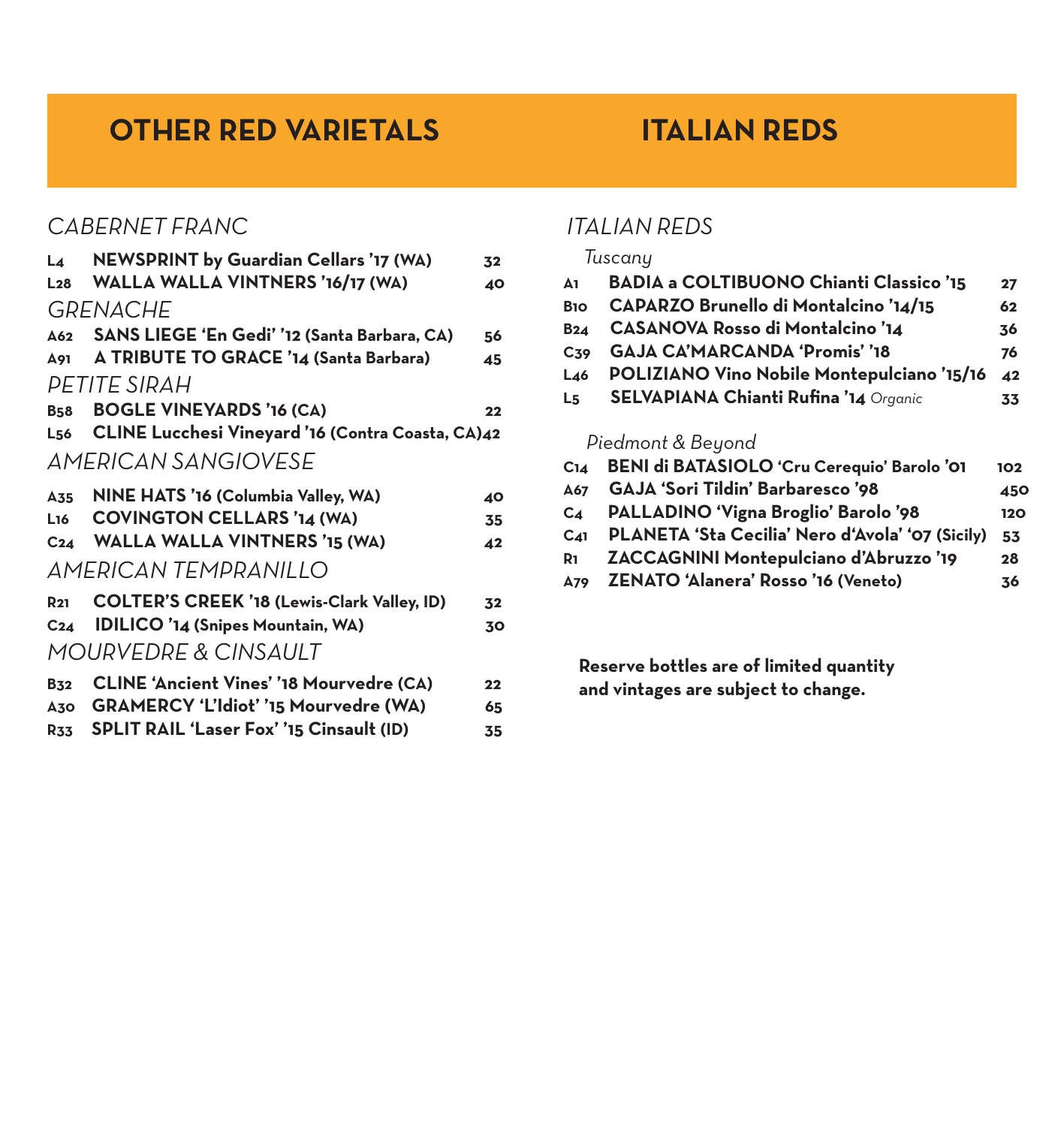# OTHER RED VARIETALS

## *CABERNET FRANC*

| | | |
|---|---|---|
| L4 | **NEWSPRINT by Guardian Cellars '17 (WA)** | 32 |
| L28 | **WALLA WALLA VINTNERS '16/17 (WA)** | 40 |

## *GRENACHE*

| | | |
|---|---|---|
| A62 | **SANS LIEGE 'En Gedi' '12 (Santa Barbara, CA)** | 56 |
| A91 | **A TRIBUTE TO GRACE '14 (Santa Barbara)** | 45 |

## *PETITE SIRAH*

| | | |
|---|---|---|
| B58 | **BOGLE VINEYARDS '16 (CA)** | 22 |
| L56 | **CLINE Lucchesi Vineyard '16 (Contra Coasta, CA)** | 42 |

## *AMERICAN SANGIOVESE*

| | | |
|---|---|---|
| A35 | **NINE HATS '16 (Columbia Valley, WA)** | 40 |
| L16 | **COVINGTON CELLARS '14 (WA)** | 35 |
| C24 | **WALLA WALLA VINTNERS '15 (WA)** | 42 |

## *AMERICAN TEMPRANILLO*

| | | |
|---|---|---|
| R21 | **COLTER'S CREEK '18 (Lewis-Clark Valley, ID)** | 32 |
| C24 | **IDILICO '14 (Snipes Mountain, WA)** | 30 |

## *MOURVEDRE & CINSAULT*

| | | |
|---|---|---|
| B32 | **CLINE 'Ancient Vines' '18 Mourvedre (CA)** | 22 |
| A30 | **GRAMERCY 'L'Idiot' '15 Mourvedre (WA)** | 65 |
| R33 | **SPLIT RAIL 'Laser Fox' '15 Cinsault (ID)** | 35 |

# ITALIAN REDS

## *ITALIAN REDS*

### *Tuscany*

| | | |
|---|---|---|
| A1 | **BADIA a COLTIBUONO Chianti Classico '15** | 27 |
| B10 | **CAPARZO Brunello di Montalcino '14/15** | 62 |
| B24 | **CASANOVA Rosso di Montalcino '14** | 36 |
| C39 | **GAJA CA'MARCANDA 'Promis' '18** | 76 |
| L46 | **POLIZIANO Vino Nobile Montepulciano '15/16** | 42 |
| L5 | **SELVAPIANA Chianti Rufina '14** *Organic* | 33 |

### *Piedmont & Beyond*

| | | |
|---|---|---|
| C14 | **BENI di BATASIOLO 'Cru Cerequio' Barolo '01** | 102 |
| A67 | **GAJA 'Sori Tildin' Barbaresco '98** | 450 |
| C4 | **PALLADINO 'Vigna Broglio' Barolo '98** | 120 |
| C41 | **PLANETA 'Sta Cecilia' Nero d'Avola' '07 (Sicily)** | 53 |
| R1 | **ZACCAGNINI Montepulciano d'Abruzzo '19** | 28 |
| A79 | **ZENATO 'Alanera' Rosso '16 (Veneto)** | 36 |

**Reserve bottles are of limited quantity and vintages are subject to change.**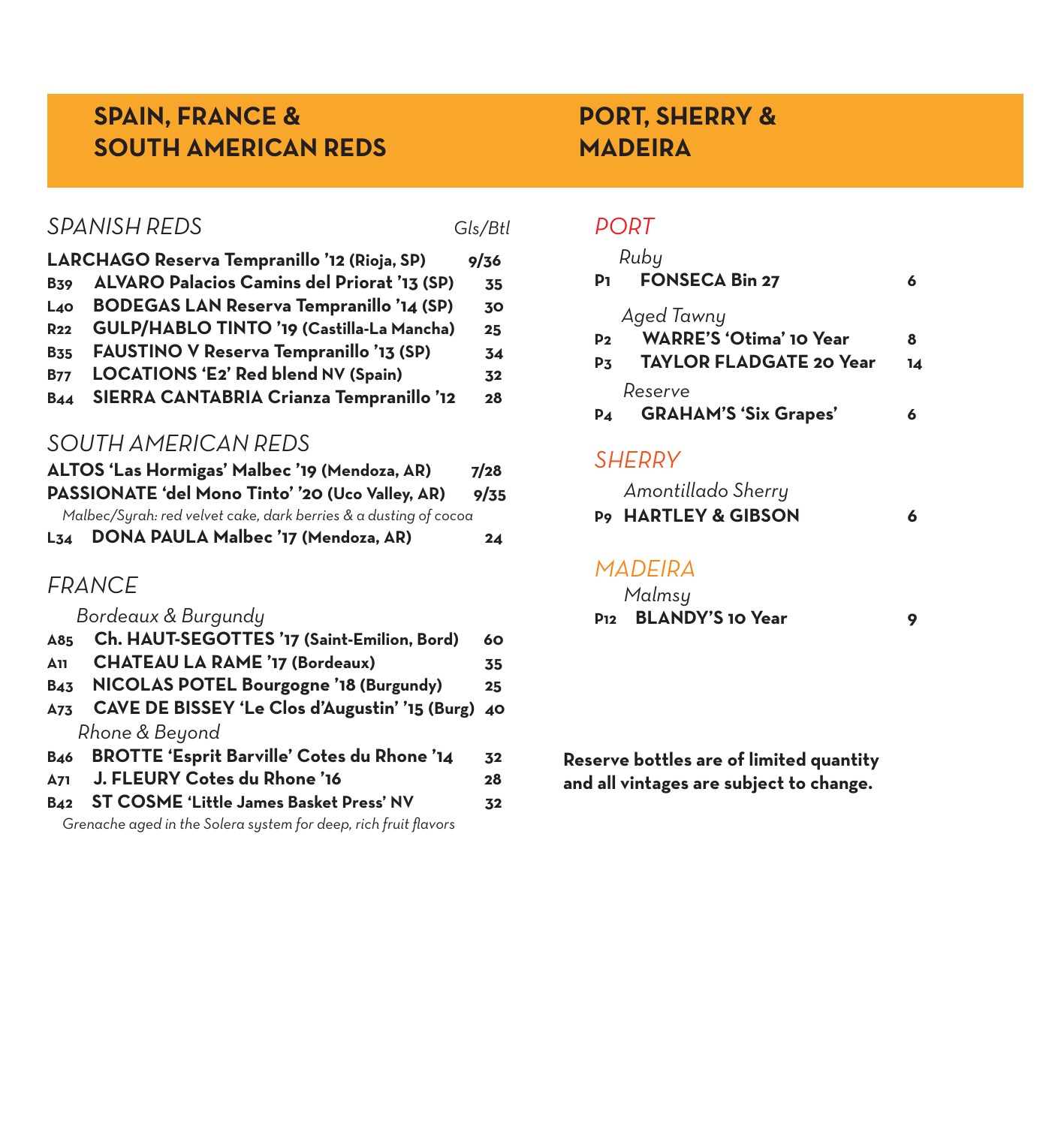## SPAIN, FRANCE & SOUTH AMERICAN REDS

### *SPANISH REDS*

| | | Gls/Btl |
|---|---|---|
| | **LARCHAGO Reserva Tempranillo '12 (Rioja, SP)** | **9/36** |
| B39 | **ALVARO Palacios Camins del Priorat '13 (SP)** | **35** |
| L40 | **BODEGAS LAN Reserva Tempranillo '14 (SP)** | **30** |
| R22 | **GULP/HABLO TINTO '19 (Castilla-La Mancha)** | **25** |
| B35 | **FAUSTINO V Reserva Tempranillo '13 (SP)** | **34** |
| B77 | **LOCATIONS 'E2' Red blend NV (Spain)** | **32** |
| B44 | **SIERRA CANTABRIA Crianza Tempranillo '12** | **28** |

### *SOUTH AMERICAN REDS*

| | | |
|---|---|---|
| | **ALTOS 'Las Hormigas' Malbec '19 (Mendoza, AR)** | **7/28** |
| | **PASSIONATE 'del Mono Tinto' '20 (Uco Valley, AR)** *Malbec/Syrah: red velvet cake, dark berries & a dusting of cocoa* | **9/35** |
| L34 | **DONA PAULA Malbec '17 (Mendoza, AR)** | **24** |

### *FRANCE*

*Bordeaux & Burgundy*

| | | |
|---|---|---|
| A85 | **Ch. HAUT-SEGOTTES '17 (Saint-Emilion, Bord)** | **60** |
| A11 | **CHATEAU LA RAME '17 (Bordeaux)** | **35** |
| B43 | **NICOLAS POTEL Bourgogne '18 (Burgundy)** | **25** |
| A73 | **CAVE DE BISSEY 'Le Clos d'Augustin' '15 (Burg)** | **40** |

*Rhone & Beyond*

| | | |
|---|---|---|
| B46 | **BROTTE 'Esprit Barville' Cotes du Rhone '14** | **32** |
| A71 | **J. FLEURY Cotes du Rhone '16** | **28** |
| B42 | **ST COSME 'Little James Basket Press' NV** *Grenache aged in the Solera system for deep, rich fruit flavors* | **32** |

## PORT, SHERRY & MADEIRA

### *PORT*

*Ruby*

| | | |
|---|---|---|
| P1 | **FONSECA Bin 27** | **6** |

*Aged Tawny*

| | | |
|---|---|---|
| P2 | **WARRE'S 'Otima' 10 Year** | **8** |
| P3 | **TAYLOR FLADGATE 20 Year** | **14** |

*Reserve*

| | | |
|---|---|---|
| P4 | **GRAHAM'S 'Six Grapes'** | **6** |

### *SHERRY*

*Amontillado Sherry*

| | | |
|---|---|---|
| P9 | **HARTLEY & GIBSON** | **6** |

### *MADEIRA*

*Malmsy*

| | | |
|---|---|---|
| P12 | **BLANDY'S 10 Year** | **9** |

**Reserve bottles are of limited quantity and all vintages are subject to change.**